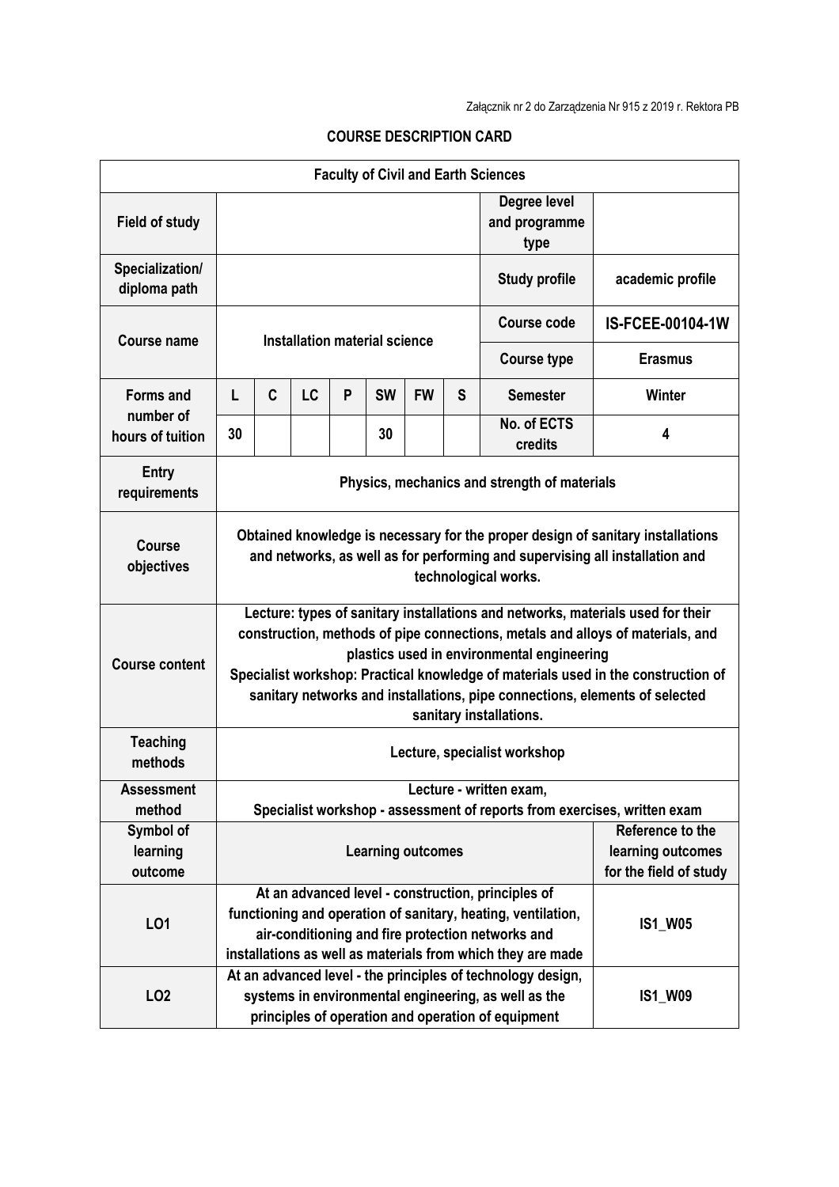Załącznik nr 2 do Zarządzenia Nr 915 z 2019 r. Rektora PB

## COURSE DESCRIPTION CARD

| Faculty of Civil and Earth Sciences | | | | | | | | | |
|---|---|---|---|---|---|---|---|---|---|
| **Field of study** | | | | | | | | **Degree level and programme type** | |
| **Specialization/ diploma path** | | | | | | | | **Study profile** | **academic profile** |
| **Course name** | **Installation material science** | | | | | | | **Course code** | **IS-FCEE-00104-1W** |
| | | | | | | | | **Course type** | **Erasmus** |
| **Forms and number of hours of tuition** | **L** | **C** | **LC** | **P** | **SW** | **FW** | **S** | **Semester** | **Winter** |
| | **30** | | | | **30** | | | **No. of ECTS credits** | **4** |
| **Entry requirements** | **Physics, mechanics and strength of materials** | | | | | | | | |
| **Course objectives** | **Obtained knowledge is necessary for the proper design of sanitary installations and networks, as well as for performing and supervising all installation and technological works.** | | | | | | | | |
| **Course content** | **Lecture: types of sanitary installations and networks, materials used for their construction, methods of pipe connections, metals and alloys of materials, and plastics used in environmental engineering**<br>**Specialist workshop: Practical knowledge of materials used in the construction of sanitary networks and installations, pipe connections, elements of selected sanitary installations.** | | | | | | | | |
| **Teaching methods** | **Lecture, specialist workshop** | | | | | | | | |
| **Assessment method** | **Lecture - written exam,**<br>**Specialist workshop - assessment of reports from exercises, written exam** | | | | | | | | |
| **Symbol of learning outcome** | **Learning outcomes** | | | | | | | | **Reference to the learning outcomes for the field of study** |
| **LO1** | **At an advanced level - construction, principles of functioning and operation of sanitary, heating, ventilation, air-conditioning and fire protection networks and installations as well as materials from which they are made** | | | | | | | | **IS1_W05** |
| **LO2** | **At an advanced level - the principles of technology design, systems in environmental engineering, as well as the principles of operation and operation of equipment** | | | | | | | | **IS1_W09** |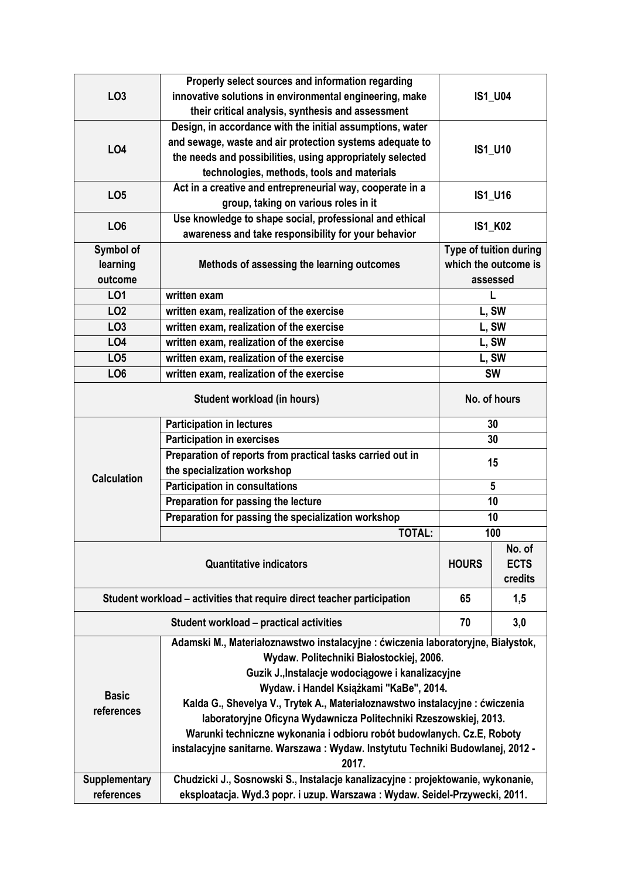| | | | |
|---|---|---|---|
| **LO3** | **Properly select sources and information regarding innovative solutions in environmental engineering, make their critical analysis, synthesis and assessment** | **IS1_U04** | |
| **LO4** | **Design, in accordance with the initial assumptions, water and sewage, waste and air protection systems adequate to the needs and possibilities, using appropriately selected technologies, methods, tools and materials** | **IS1_U10** | |
| **LO5** | **Act in a creative and entrepreneurial way, cooperate in a group, taking on various roles in it** | **IS1_U16** | |
| **LO6** | **Use knowledge to shape social, professional and ethical awareness and take responsibility for your behavior** | **IS1_K02** | |
| **Symbol of learning outcome** | **Methods of assessing the learning outcomes** | **Type of tuition during which the outcome is assessed** | |
| **LO1** | **written exam** | **L** | |
| **LO2** | **written exam, realization of the exercise** | **L, SW** | |
| **LO3** | **written exam, realization of the exercise** | **L, SW** | |
| **LO4** | **written exam, realization of the exercise** | **L, SW** | |
| **LO5** | **written exam, realization of the exercise** | **L, SW** | |
| **LO6** | **written exam, realization of the exercise** | **SW** | |
| **Student workload (in hours)** | | **No. of hours** | |
| **Calculation** | **Participation in lectures** | **30** | |
| | **Participation in exercises** | **30** | |
| | **Preparation of reports from practical tasks carried out in the specialization workshop** | **15** | |
| | **Participation in consultations** | **5** | |
| | **Preparation for passing the lecture** | **10** | |
| | **Preparation for passing the specialization workshop** | **10** | |
| | **TOTAL:** | **100** | |
| **Quantitative indicators** | | **HOURS** | **No. of ECTS credits** |
| **Student workload – activities that require direct teacher participation** | | **65** | **1,5** |
| **Student workload – practical activities** | | **70** | **3,0** |
| **Basic references** | **Adamski M., Materiałoznawstwo instalacyjne : ćwiczenia laboratoryjne, Białystok, Wydaw. Politechniki Białostockiej, 2006.**<br>**Guzik J.,Instalacje wodociągowe i kanalizacyjne Wydaw. i Handel Książkami "KaBe", 2014.**<br>**Kalda G., Shevelya V., Trytek A., Materiałoznawstwo instalacyjne : ćwiczenia laboratoryjne Oficyna Wydawnicza Politechniki Rzeszowskiej, 2013.**<br>**Warunki techniczne wykonania i odbioru robót budowlanych. Cz.E, Roboty instalacyjne sanitarne. Warszawa : Wydaw. Instytutu Techniki Budowlanej, 2012 - 2017.** | | |
| **Supplementary references** | **Chudzicki J., Sosnowski S., Instalacje kanalizacyjne : projektowanie, wykonanie, eksploatacja. Wyd.3 popr. i uzup. Warszawa : Wydaw. Seidel-Przywecki, 2011.** | | |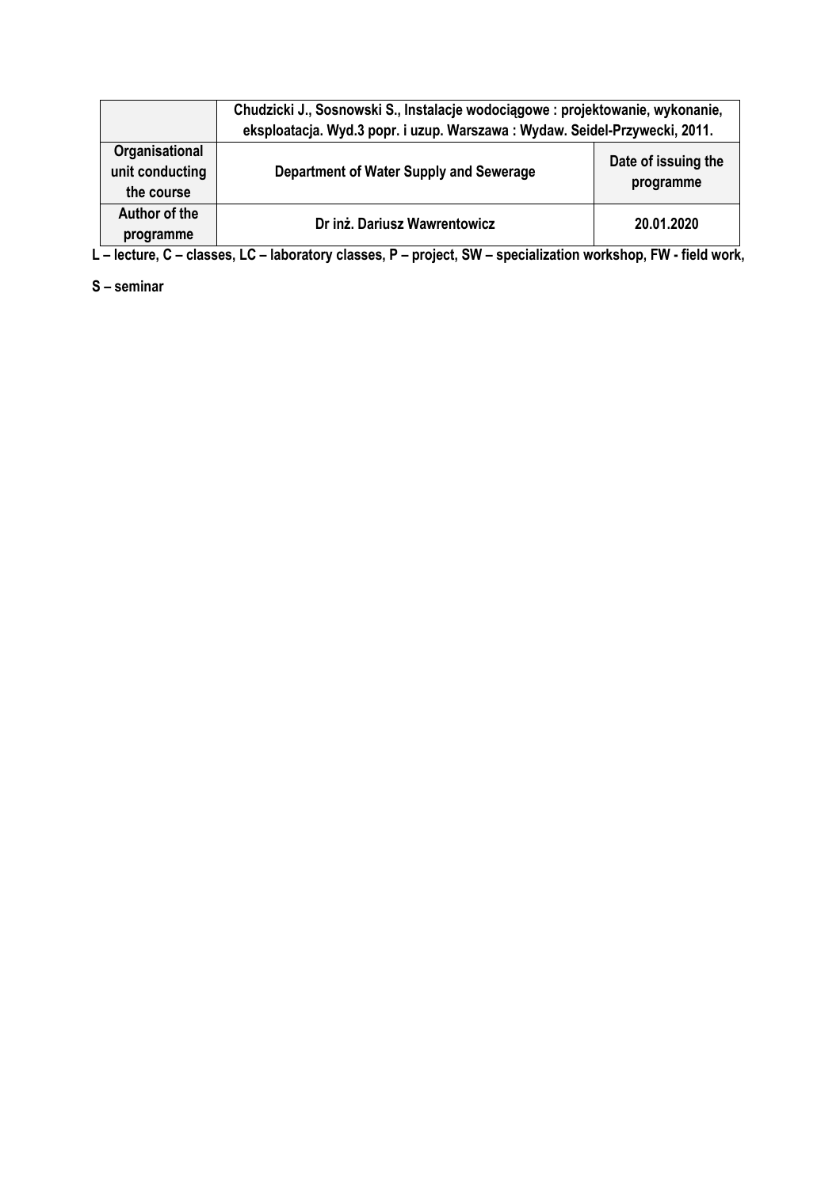| | | |
|---|---|---|
| | **Chudzicki J., Sosnowski S., Instalacje wodociągowe : projektowanie, wykonanie, eksploatacja. Wyd.3 popr. i uzup. Warszawa : Wydaw. Seidel-Przywecki, 2011.** | |
| **Organisational unit conducting the course** | **Department of Water Supply and Sewerage** | **Date of issuing the programme** |
| **Author of the programme** | **Dr inż. Dariusz Wawrentowicz** | **20.01.2020** |

**L – lecture, C – classes, LC – laboratory classes, P – project, SW – specialization workshop, FW - field work,**

**S – seminar**